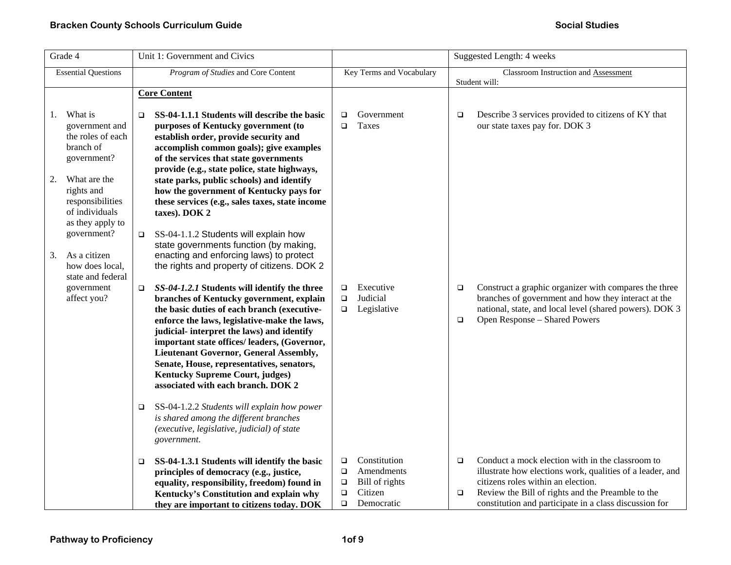| Grade 4 | Unit 1: Government and Civics | | Suggested Length: 4 weeks |
|---|---|---|---|
| Essential Questions | *Program of Studies* and Core Content | Key Terms and Vocabulary | Classroom Instruction and Assessment<br>Student will: |
| 1. What is government and the roles of each branch of government?<br><br>2. What are the rights and responsibilities of individuals as they apply to government?<br><br>3. As a citizen how does local, state and federal government affect you? | **Core Content**<br><br>❑ **SS-04-1.1.1 Students will describe the basic purposes of Kentucky government (to establish order, provide security and accomplish common goals); give examples of the services that state governments provide (e.g., state police, state highways, state parks, public schools) and identify how the government of Kentucky pays for these services (e.g., sales taxes, state income taxes). DOK 2**<br><br>❑ SS-04-1.1.2 Students will explain how state governments function (by making, enacting and enforcing laws) to protect the rights and property of citizens. DOK 2<br><br>❑ ***SS-04-1.2.1* Students will identify the three branches of Kentucky government, explain the basic duties of each branch (executive-enforce the laws, legislative-make the laws, judicial- interpret the laws) and identify important state offices/ leaders, (Governor, Lieutenant Governor, General Assembly, Senate, House, representatives, senators, Kentucky Supreme Court, judges) associated with each branch. DOK 2**<br><br>❑ SS-04-1.2.2 *Students will explain how power is shared among the different branches (executive, legislative, judicial) of state government.*<br><br>❑ **SS-04-1.3.1 Students will identify the basic principles of democracy (e.g., justice, equality, responsibility, freedom) found in Kentucky's Constitution and explain why they are important to citizens today. DOK** | ❑ Government<br>❑ Taxes<br><br>❑ Executive<br>❑ Judicial<br>❑ Legislative<br><br>❑ Constitution<br>❑ Amendments<br>❑ Bill of rights<br>❑ Citizen<br>❑ Democratic | ❑ Describe 3 services provided to citizens of KY that our state taxes pay for. DOK 3<br><br>❑ Construct a graphic organizer with compares the three branches of government and how they interact at the national, state, and local level (shared powers). DOK 3<br>❑ Open Response – Shared Powers<br><br>❑ Conduct a mock election with in the classroom to illustrate how elections work, qualities of a leader, and citizens roles within an election.<br>❑ Review the Bill of rights and the Preamble to the constitution and participate in a class discussion for |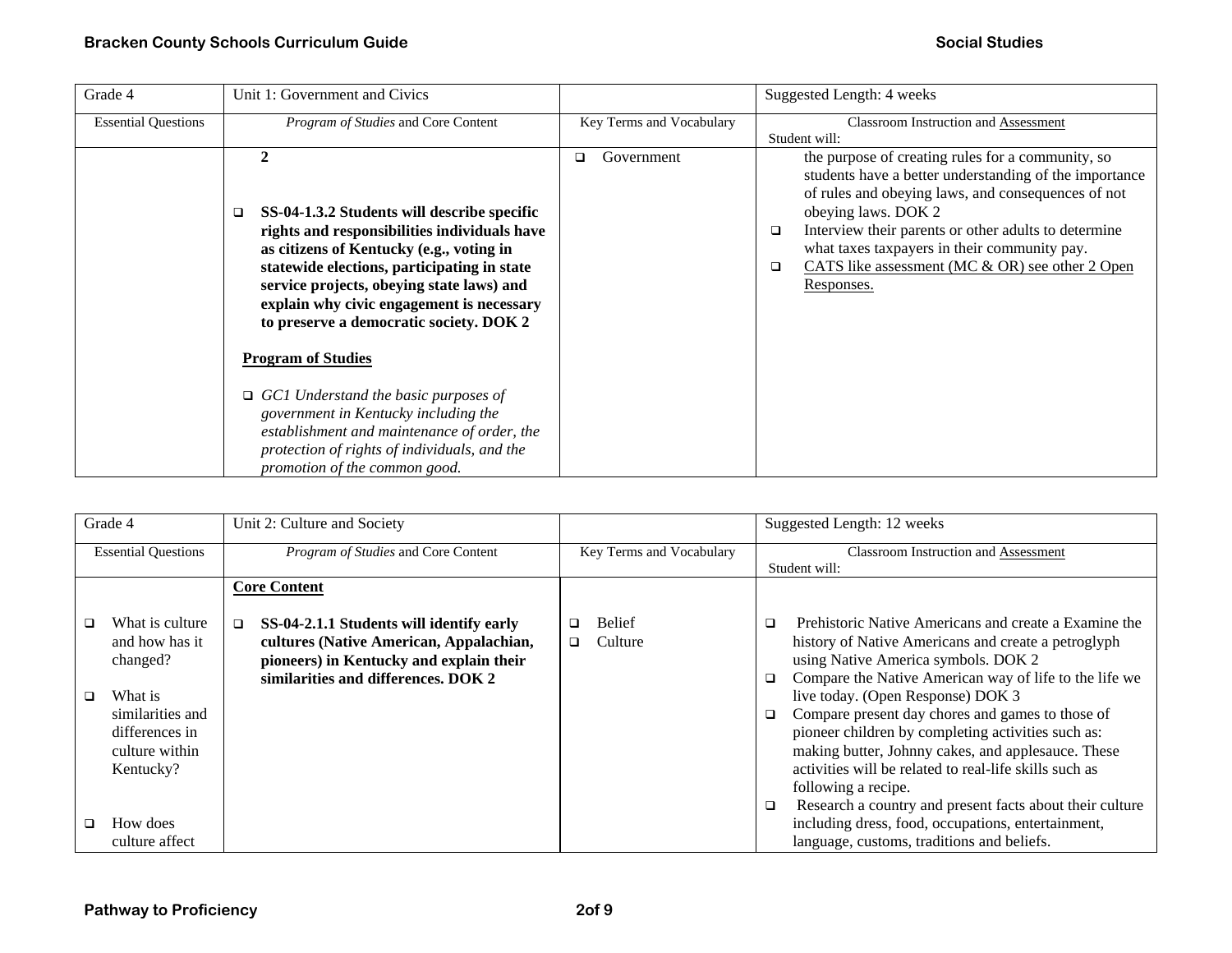| Grade 4 | Unit 1: Government and Civics | | Suggested Length: 4 weeks |
|---|---|---|---|
| Essential Questions | *Program of Studies* and Core Content | Key Terms and Vocabulary | Classroom Instruction and Assessment<br>Student will: |
| | **2**<br><br>❑ **SS-04-1.3.2 Students will describe specific rights and responsibilities individuals have as citizens of Kentucky (e.g., voting in statewide elections, participating in state service projects, obeying state laws) and explain why civic engagement is necessary to preserve a democratic society. DOK 2**<br><br>**Program of Studies**<br><br>❑ *GC1 Understand the basic purposes of government in Kentucky including the establishment and maintenance of order, the protection of rights of individuals, and the promotion of the common good.* | ❑ Government | the purpose of creating rules for a community, so students have a better understanding of the importance of rules and obeying laws, and consequences of not obeying laws. DOK 2<br>❑ Interview their parents or other adults to determine what taxes taxpayers in their community pay.<br>❑ CATS like assessment (MC & OR) see other 2 Open Responses. |

| Grade 4 | Unit 2: Culture and Society | | Suggested Length: 12 weeks |
|---|---|---|---|
| Essential Questions | *Program of Studies* and Core Content | Key Terms and Vocabulary | Classroom Instruction and Assessment<br>Student will: |
| ❑ What is culture and how has it changed?<br><br>❑ What is similarities and differences in culture within Kentucky?<br><br>❑ How does culture affect | **Core Content**<br><br>❑ **SS-04-2.1.1 Students will identify early cultures (Native American, Appalachian, pioneers) in Kentucky and explain their similarities and differences. DOK 2** | ❑ Belief<br>❑ Culture | ❑ Prehistoric Native Americans and create a Examine the history of Native Americans and create a petroglyph using Native America symbols. DOK 2<br>❑ Compare the Native American way of life to the life we live today. (Open Response) DOK 3<br>❑ Compare present day chores and games to those of pioneer children by completing activities such as: making butter, Johnny cakes, and applesauce. These activities will be related to real-life skills such as following a recipe.<br>❑ Research a country and present facts about their culture including dress, food, occupations, entertainment, language, customs, traditions and beliefs. |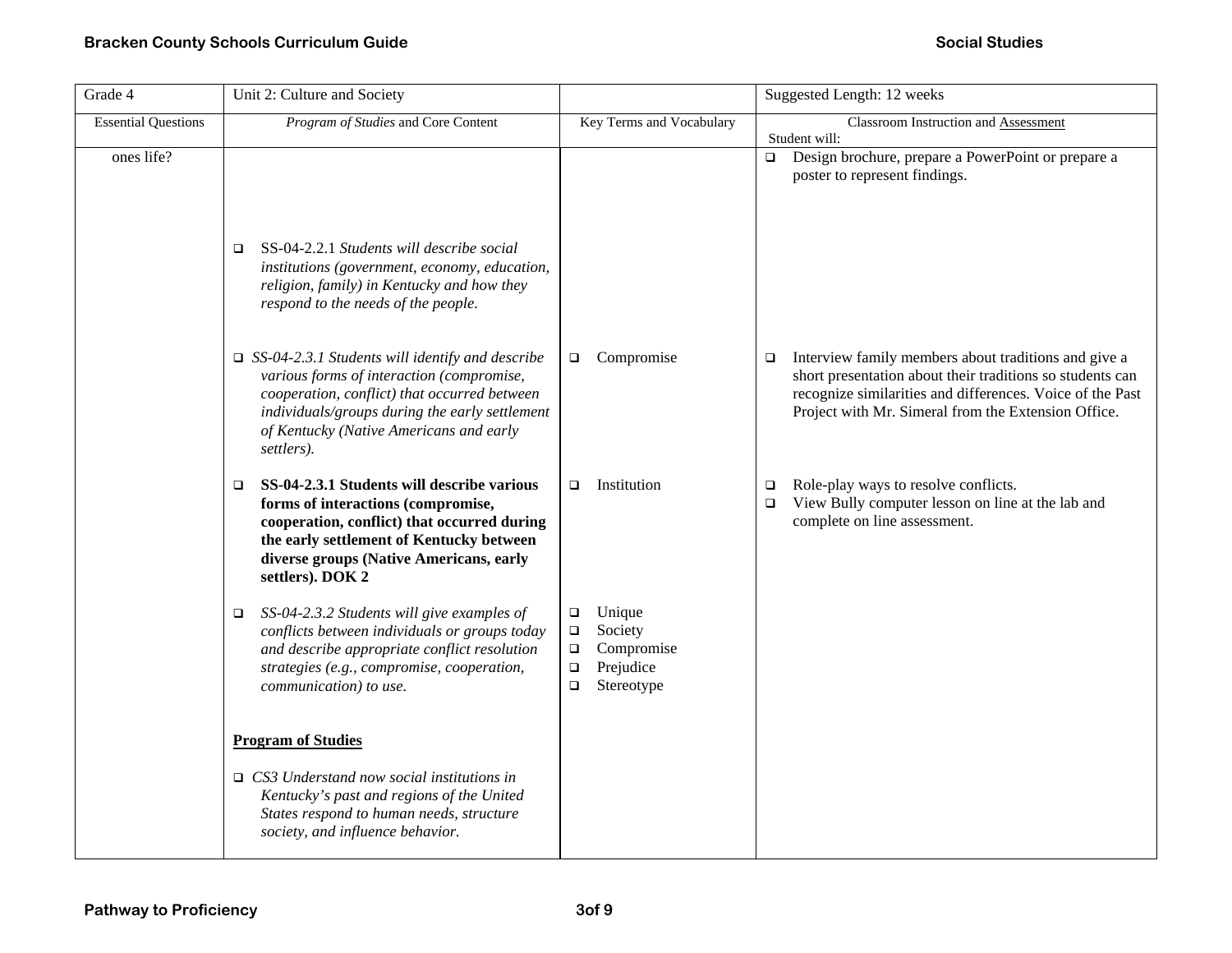| Grade 4 | Unit 2: Culture and Society | | Suggested Length: 12 weeks |
|---|---|---|---|
| Essential Questions | *Program of Studies* and Core Content | Key Terms and Vocabulary | Classroom Instruction and Assessment<br>Student will: |
| ones life? | | | ❑ Design brochure, prepare a PowerPoint or prepare a poster to represent findings. |
| | ❑ SS-04-2.2.1 *Students will describe social institutions (government, economy, education, religion, family) in Kentucky and how they respond to the needs of the people.* | | |
| | ❑ *SS-04-2.3.1 Students will identify and describe various forms of interaction (compromise, cooperation, conflict) that occurred between individuals/groups during the early settlement of Kentucky (Native Americans and early settlers).* | ❑ Compromise | ❑ Interview family members about traditions and give a short presentation about their traditions so students can recognize similarities and differences. Voice of the Past Project with Mr. Simeral from the Extension Office. |
| | ❑ **SS-04-2.3.1 Students will describe various forms of interactions (compromise, cooperation, conflict) that occurred during the early settlement of Kentucky between diverse groups (Native Americans, early settlers). DOK 2** | ❑ Institution | ❑ Role-play ways to resolve conflicts.<br>❑ View Bully computer lesson on line at the lab and complete on line assessment. |
| | ❑ *SS-04-2.3.2 Students will give examples of conflicts between individuals or groups today and describe appropriate conflict resolution strategies (e.g., compromise, cooperation, communication) to use.* | ❑ Unique<br>❑ Society<br>❑ Compromise<br>❑ Prejudice<br>❑ Stereotype | |
| | **Program of Studies**<br><br>❑ *CS3 Understand now social institutions in Kentucky's past and regions of the United States respond to human needs, structure society, and influence behavior.* | | |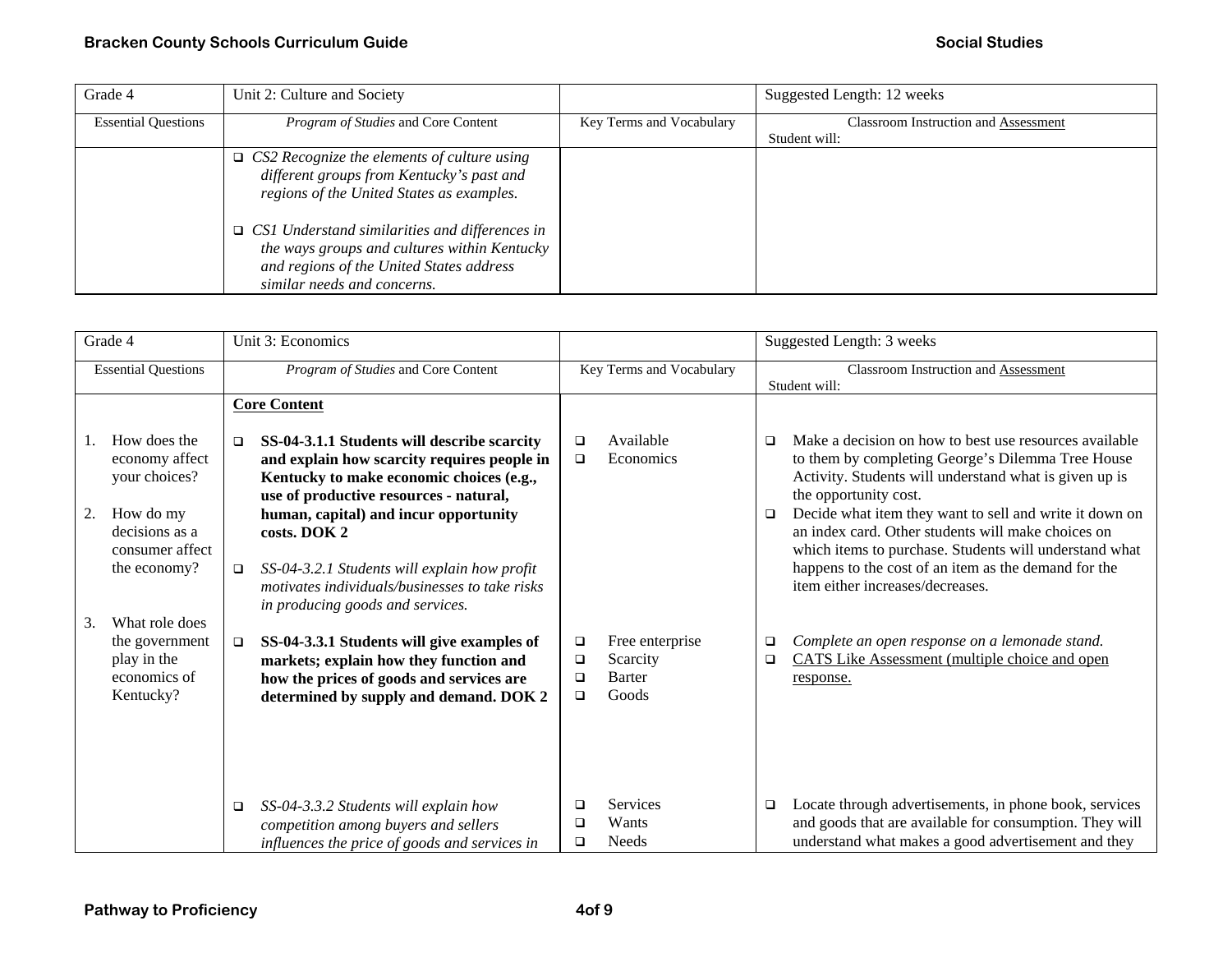| Grade 4 | Unit 2: Culture and Society | | Suggested Length: 12 weeks |
|---|---|---|---|
| Essential Questions | *Program of Studies* and Core Content | Key Terms and Vocabulary | Classroom Instruction and Assessment<br>Student will: |
| | ❑ *CS2 Recognize the elements of culture using different groups from Kentucky's past and regions of the United States as examples.*<br><br>❑ *CS1 Understand similarities and differences in the ways groups and cultures within Kentucky and regions of the United States address similar needs and concerns.* | | |

| Grade 4 | Unit 3: Economics | | Suggested Length: 3 weeks |
|---|---|---|---|
| Essential Questions | *Program of Studies* and Core Content | Key Terms and Vocabulary | Classroom Instruction and Assessment<br>Student will: |
| 1. How does the economy affect your choices?<br><br>2. How do my decisions as a consumer affect the economy?<br><br>3. What role does the government play in the economics of Kentucky? | **Core Content**<br><br>❑ **SS-04-3.1.1 Students will describe scarcity and explain how scarcity requires people in Kentucky to make economic choices (e.g., use of productive resources - natural, human, capital) and incur opportunity costs. DOK 2**<br><br>❑ *SS-04-3.2.1 Students will explain how profit motivates individuals/businesses to take risks in producing goods and services.* | ❑ Available<br>❑ Economics | ❑ Make a decision on how to best use resources available to them by completing George's Dilemma Tree House Activity. Students will understand what is given up is the opportunity cost.<br>❑ Decide what item they want to sell and write it down on an index card. Other students will make choices on which items to purchase. Students will understand what happens to the cost of an item as the demand for the item either increases/decreases. |
| | ❑ **SS-04-3.3.1 Students will give examples of markets; explain how they function and how the prices of goods and services are determined by supply and demand. DOK 2** | ❑ Free enterprise<br>❑ Scarcity<br>❑ Barter<br>❑ Goods | ❑ *Complete an open response on a lemonade stand.*<br>❑ CATS Like Assessment (multiple choice and open response. |
| | ❑ *SS-04-3.3.2 Students will explain how competition among buyers and sellers influences the price of goods and services in* | ❑ Services<br>❑ Wants<br>❑ Needs | ❑ Locate through advertisements, in phone book, services and goods that are available for consumption. They will understand what makes a good advertisement and they |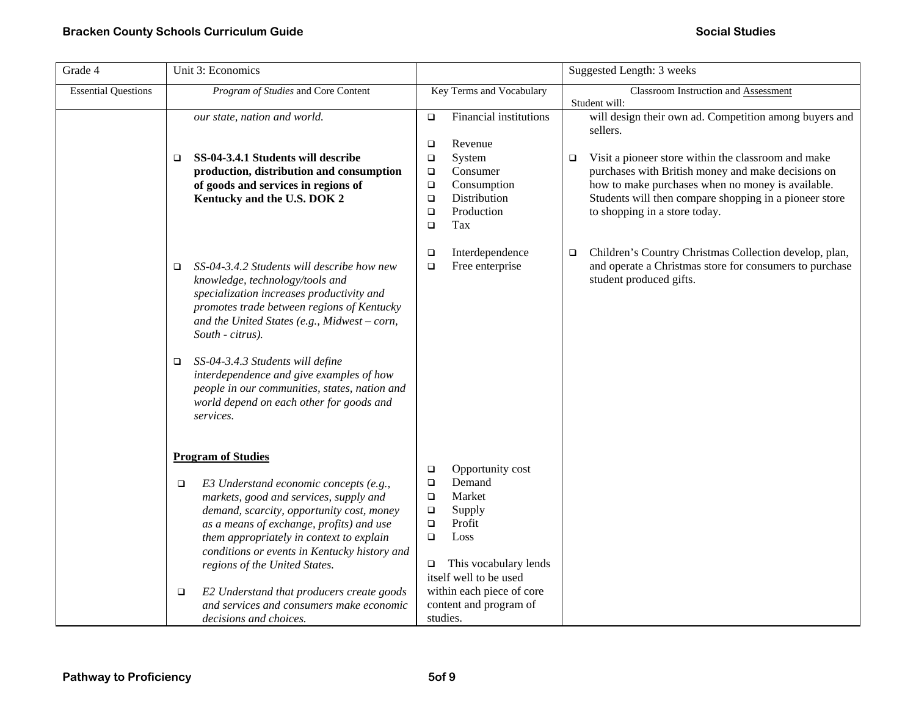| Grade 4 | Unit 3: Economics | | Suggested Length: 3 weeks |
|---|---|---|---|
| Essential Questions | *Program of Studies* and Core Content | Key Terms and Vocabulary | Classroom Instruction and Assessment<br>Student will: |
| | *our state, nation and world.*<br><br>❑ **SS-04-3.4.1 Students will describe production, distribution and consumption of goods and services in regions of Kentucky and the U.S. DOK 2**<br><br>❑ *SS-04-3.4.2 Students will describe how new knowledge, technology/tools and specialization increases productivity and promotes trade between regions of Kentucky and the United States (e.g., Midwest – corn, South - citrus).*<br><br>❑ *SS-04-3.4.3 Students will define interdependence and give examples of how people in our communities, states, nation and world depend on each other for goods and services.*<br><br>**Program of Studies**<br><br>❑ *E3 Understand economic concepts (e.g., markets, good and services, supply and demand, scarcity, opportunity cost, money as a means of exchange, profits) and use them appropriately in context to explain conditions or events in Kentucky history and regions of the United States.*<br><br>❑ *E2 Understand that producers create goods and services and consumers make economic decisions and choices.* | ❑ Financial institutions<br><br>❑ Revenue<br>❑ System<br>❑ Consumer<br>❑ Consumption<br>❑ Distribution<br>❑ Production<br>❑ Tax<br><br>❑ Interdependence<br>❑ Free enterprise<br><br>❑ Opportunity cost<br>❑ Demand<br>❑ Market<br>❑ Supply<br>❑ Profit<br>❑ Loss<br><br>❑ This vocabulary lends itself well to be used within each piece of core content and program of studies. | will design their own ad. Competition among buyers and sellers.<br><br>❑ Visit a pioneer store within the classroom and make purchases with British money and make decisions on how to make purchases when no money is available. Students will then compare shopping in a pioneer store to shopping in a store today.<br><br>❑ Children's Country Christmas Collection develop, plan, and operate a Christmas store for consumers to purchase student produced gifts. |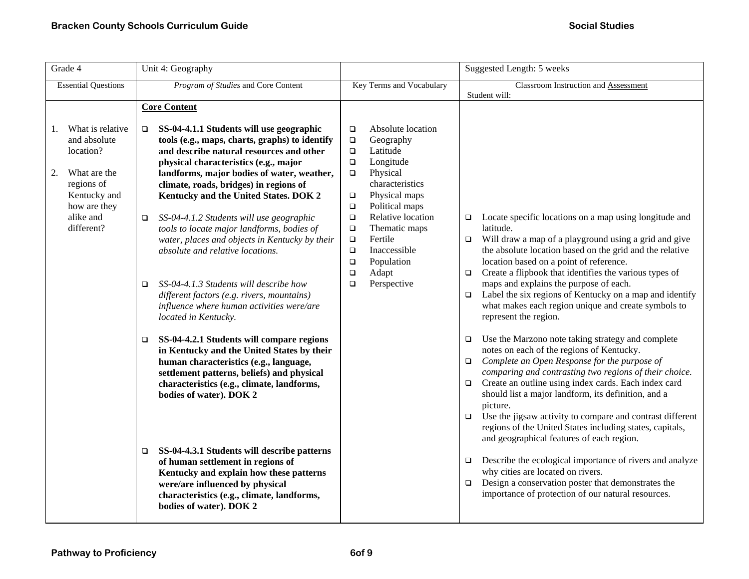| Grade 4 | Unit 4: Geography | | Suggested Length: 5 weeks |
|---|---|---|---|
| Essential Questions | *Program of Studies* and Core Content | Key Terms and Vocabulary | Classroom Instruction and Assessment<br>Student will: |
| 1. What is relative and absolute location?<br><br>2. What are the regions of Kentucky and how are they alike and different? | **Core Content**<br><br>❑ **SS-04-4.1.1 Students will use geographic tools (e.g., maps, charts, graphs) to identify and describe natural resources and other physical characteristics (e.g., major landforms, major bodies of water, weather, climate, roads, bridges) in regions of Kentucky and the United States. DOK 2**<br><br>❑ *SS-04-4.1.2 Students will use geographic tools to locate major landforms, bodies of water, places and objects in Kentucky by their absolute and relative locations.*<br><br>❑ *SS-04-4.1.3 Students will describe how different factors (e.g. rivers, mountains) influence where human activities were/are located in Kentucky.*<br><br>❑ **SS-04-4.2.1 Students will compare regions in Kentucky and the United States by their human characteristics (e.g., language, settlement patterns, beliefs) and physical characteristics (e.g., climate, landforms, bodies of water). DOK 2**<br><br>❑ **SS-04-4.3.1 Students will describe patterns of human settlement in regions of Kentucky and explain how these patterns were/are influenced by physical characteristics (e.g., climate, landforms, bodies of water). DOK 2** | ❑ Absolute location<br>❑ Geography<br>❑ Latitude<br>❑ Longitude<br>❑ Physical characteristics<br>❑ Physical maps<br>❑ Political maps<br>❑ Relative location<br>❑ Thematic maps<br>❑ Fertile<br>❑ Inaccessible<br>❑ Population<br>❑ Adapt<br>❑ Perspective | ❑ Locate specific locations on a map using longitude and latitude.<br>❑ Will draw a map of a playground using a grid and give the absolute location based on the grid and the relative location based on a point of reference.<br>❑ Create a flipbook that identifies the various types of maps and explains the purpose of each.<br>❑ Label the six regions of Kentucky on a map and identify what makes each region unique and create symbols to represent the region.<br><br>❑ Use the Marzono note taking strategy and complete notes on each of the regions of Kentucky.<br>❑ *Complete an Open Response for the purpose of comparing and contrasting two regions of their choice.*<br>❑ Create an outline using index cards. Each index card should list a major landform, its definition, and a picture.<br>❑ Use the jigsaw activity to compare and contrast different regions of the United States including states, capitals, and geographical features of each region.<br><br>❑ Describe the ecological importance of rivers and analyze why cities are located on rivers.<br>❑ Design a conservation poster that demonstrates the importance of protection of our natural resources. |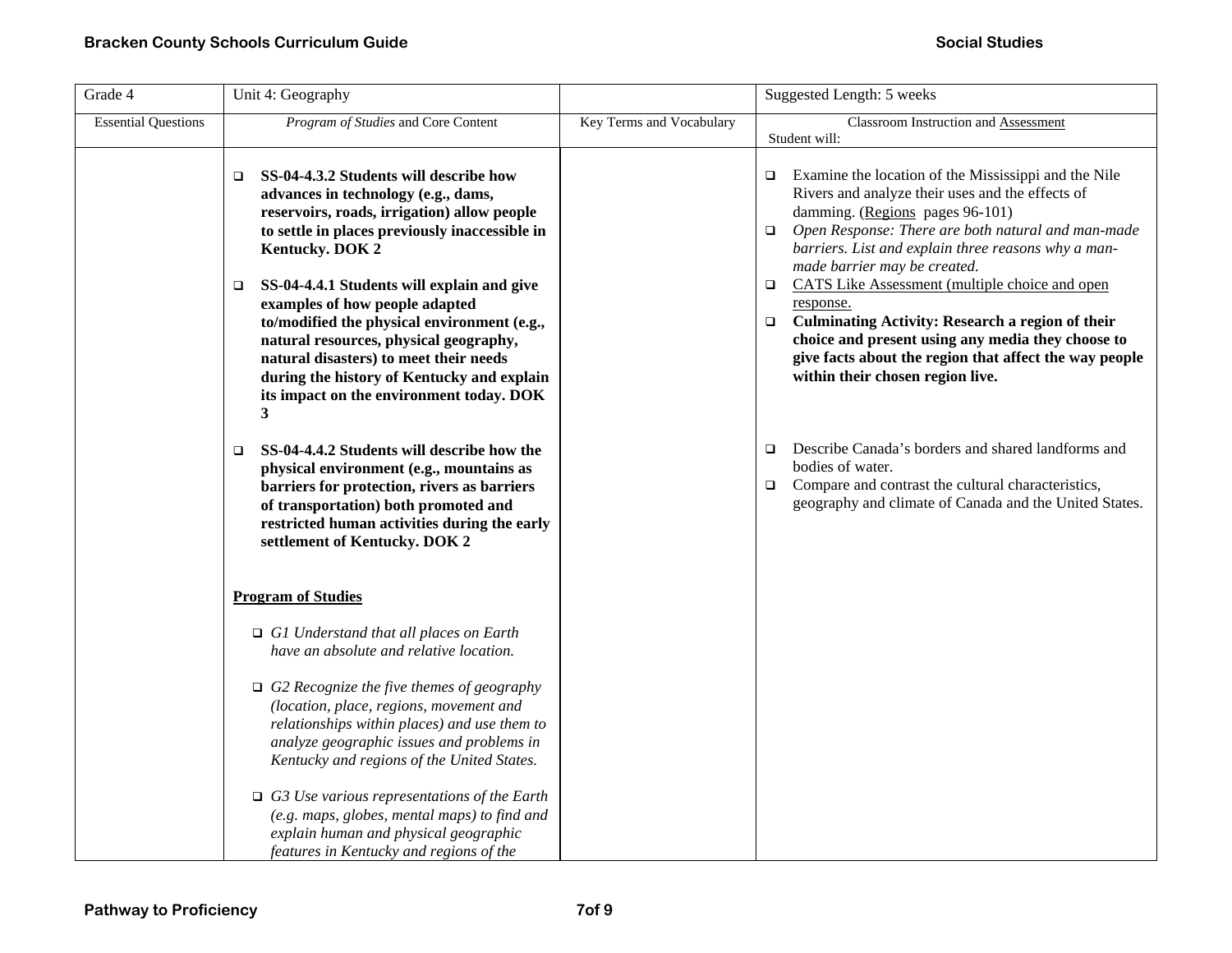| Grade 4 | Unit 4: Geography | | Suggested Length: 5 weeks |
|---|---|---|---|
| Essential Questions | *Program of Studies* and Core Content | Key Terms and Vocabulary | Classroom Instruction and Assessment<br>Student will: |
| | ❑ **SS-04-4.3.2 Students will describe how advances in technology (e.g., dams, reservoirs, roads, irrigation) allow people to settle in places previously inaccessible in Kentucky. DOK 2**<br><br>❑ **SS-04-4.4.1 Students will explain and give examples of how people adapted to/modified the physical environment (e.g., natural resources, physical geography, natural disasters) to meet their needs during the history of Kentucky and explain its impact on the environment today. DOK 3**<br><br>❑ **SS-04-4.4.2 Students will describe how the physical environment (e.g., mountains as barriers for protection, rivers as barriers of transportation) both promoted and restricted human activities during the early settlement of Kentucky. DOK 2**<br><br>**<u>Program of Studies</u>**<br><br>❑ *G1 Understand that all places on Earth have an absolute and relative location.*<br><br>❑ *G2 Recognize the five themes of geography (location, place, regions, movement and relationships within places) and use them to analyze geographic issues and problems in Kentucky and regions of the United States.*<br><br>❑ *G3 Use various representations of the Earth (e.g. maps, globes, mental maps) to find and explain human and physical geographic features in Kentucky and regions of the* | | ❑ Examine the location of the Mississippi and the Nile Rivers and analyze their uses and the effects of damming. (<u>Regions</u> pages 96-101)<br>❑ *Open Response: There are both natural and man-made barriers. List and explain three reasons why a man-made barrier may be created.*<br>❑ <u>CATS Like Assessment (multiple choice and open response.</u><br>❑ **Culminating Activity: Research a region of their choice and present using any media they choose to give facts about the region that affect the way people within their chosen region live.**<br><br>❑ Describe Canada's borders and shared landforms and bodies of water.<br>❑ Compare and contrast the cultural characteristics, geography and climate of Canada and the United States. |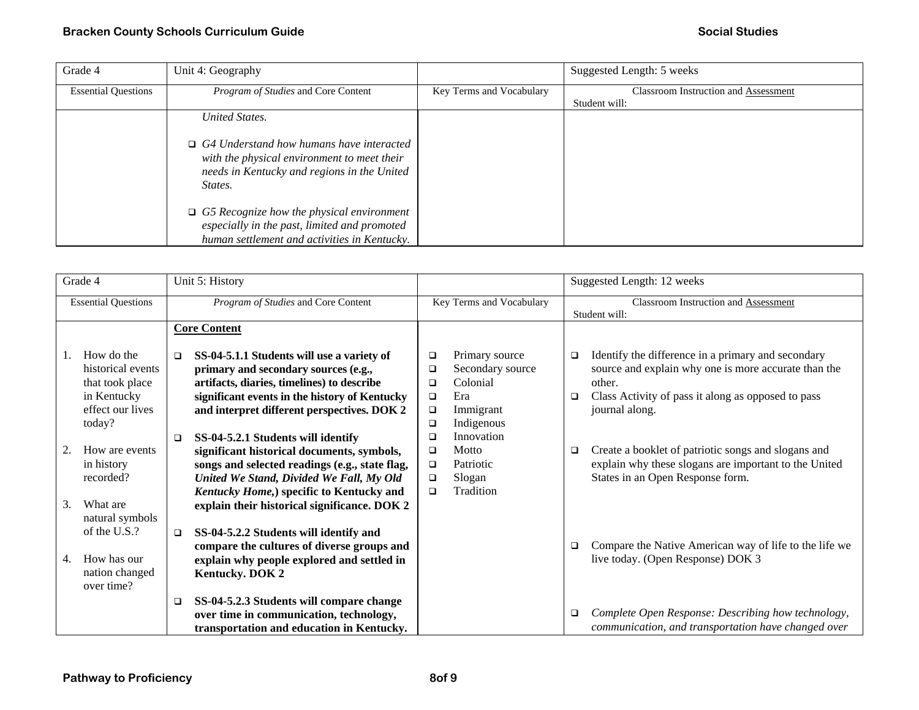| Grade 4 | Unit 4: Geography | | Suggested Length: 5 weeks |
|---|---|---|---|
| Essential Questions | *Program of Studies* and Core Content | Key Terms and Vocabulary | Classroom Instruction and Assessment<br>Student will: |
| | *United States.*<br><br>❑ *G4 Understand how humans have interacted with the physical environment to meet their needs in Kentucky and regions in the United States.*<br><br>❑ *G5 Recognize how the physical environment especially in the past, limited and promoted human settlement and activities in Kentucky.* | | |

| Grade 4 | Unit 5: History | | Suggested Length: 12 weeks |
|---|---|---|---|
| Essential Questions | *Program of Studies* and Core Content | Key Terms and Vocabulary | Classroom Instruction and Assessment<br>Student will: |
| 1. How do the historical events that took place in Kentucky effect our lives today?<br><br>2. How are events in history recorded?<br><br>3. What are natural symbols of the U.S.?<br><br>4. How has our nation changed over time? | **Core Content**<br><br>❑ **SS-04-5.1.1 Students will use a variety of primary and secondary sources (e.g., artifacts, diaries, timelines) to describe significant events in the history of Kentucky and interpret different perspectives. DOK 2**<br><br>❑ **SS-04-5.2.1 Students will identify significant historical documents, symbols, songs and selected readings (e.g., state flag, *United We Stand, Divided We Fall, My Old Kentucky Home,*) specific to Kentucky and explain their historical significance. DOK 2**<br><br>❑ **SS-04-5.2.2 Students will identify and compare the cultures of diverse groups and explain why people explored and settled in Kentucky. DOK 2**<br><br>❑ **SS-04-5.2.3 Students will compare change over time in communication, technology, transportation and education in Kentucky.** | ❑ Primary source<br>❑ Secondary source<br>❑ Colonial<br>❑ Era<br>❑ Immigrant<br>❑ Indigenous<br>❑ Innovation<br>❑ Motto<br>❑ Patriotic<br>❑ Slogan<br>❑ Tradition | ❑ Identify the difference in a primary and secondary source and explain why one is more accurate than the other.<br>❑ Class Activity of pass it along as opposed to pass journal along.<br><br>❑ Create a booklet of patriotic songs and slogans and explain why these slogans are important to the United States in an Open Response form.<br><br>❑ Compare the Native American way of life to the life we live today. (Open Response) DOK 3<br><br>❑ *Complete Open Response: Describing how technology, communication, and transportation have changed over* |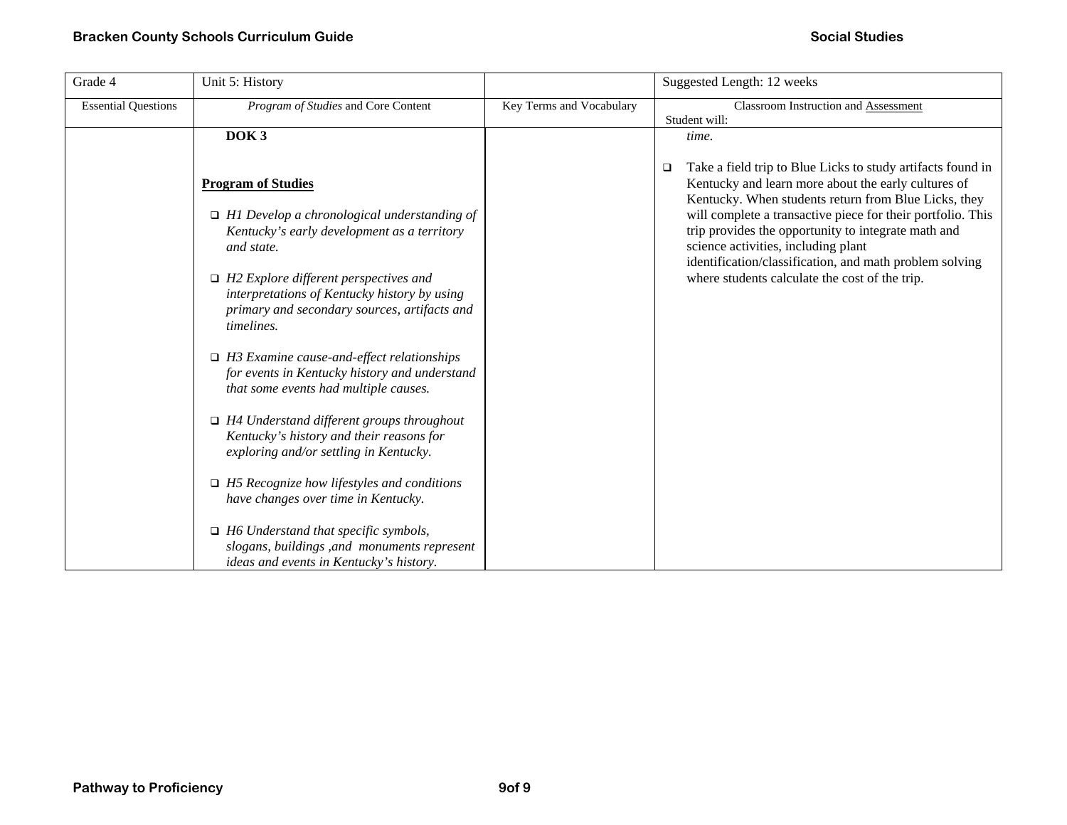| Grade 4 | Unit 5: History | | Suggested Length: 12 weeks |
|---|---|---|---|
| Essential Questions | *Program of Studies* and Core Content | Key Terms and Vocabulary | Classroom Instruction and Assessment<br>Student will: |
| | **DOK 3**<br><br>**Program of Studies**<br><br>❑ *H1 Develop a chronological understanding of Kentucky's early development as a territory and state.*<br><br>❑ *H2 Explore different perspectives and interpretations of Kentucky history by using primary and secondary sources, artifacts and timelines.*<br><br>❑ *H3 Examine cause-and-effect relationships for events in Kentucky history and understand that some events had multiple causes.*<br><br>❑ *H4 Understand different groups throughout Kentucky's history and their reasons for exploring and/or settling in Kentucky.*<br><br>❑ *H5 Recognize how lifestyles and conditions have changes over time in Kentucky.*<br><br>❑ *H6 Understand that specific symbols, slogans, buildings ,and monuments represent ideas and events in Kentucky's history.* | | *time.*<br><br>❑ Take a field trip to Blue Licks to study artifacts found in Kentucky and learn more about the early cultures of Kentucky. When students return from Blue Licks, they will complete a transactive piece for their portfolio. This trip provides the opportunity to integrate math and science activities, including plant identification/classification, and math problem solving where students calculate the cost of the trip. |